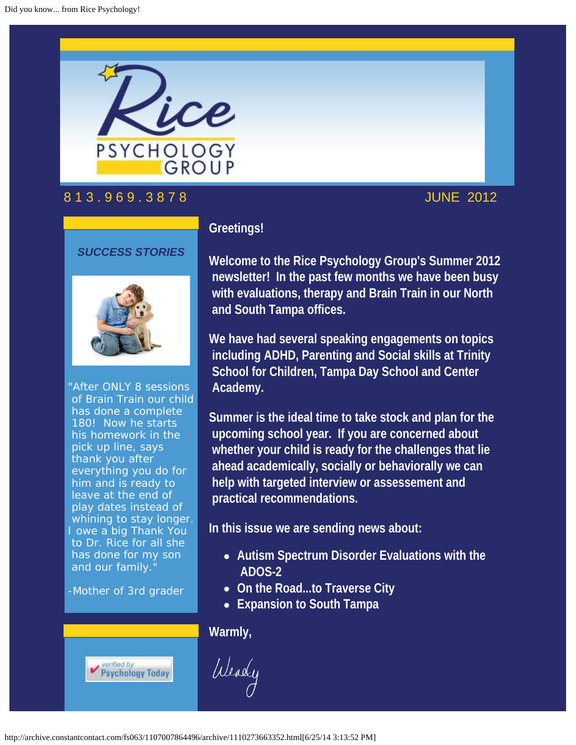# Rice Psychology Group

813.969.3878

JUNE 2012

### SUCCESS STORIES

"After ONLY 8 sessions of Brain Train our child has done a complete 180! Now he starts his homework in the pick up line, says thank you after everything you do for him and is ready to leave at the end of play dates instead of whining to stay longer. I owe a big Thank You to Dr. Rice for all she has done for my son and our family."

-Mother of 3rd grader

verified by Psychology Today

**Greetings!**

**Welcome to the Rice Psychology Group's Summer 2012 newsletter! In the past few months we have been busy with evaluations, therapy and Brain Train in our North and South Tampa offices.**

**We have had several speaking engagements on topics including ADHD, Parenting and Social skills at Trinity School for Children, Tampa Day School and Center Academy.**

**Summer is the ideal time to take stock and plan for the upcoming school year. If you are concerned about whether your child is ready for the challenges that lie ahead academically, socially or behaviorally we can help with targeted interview or assessement and practical recommendations.**

**In this issue we are sending news about:**

- **Autism Spectrum Disorder Evaluations with the ADOS-2**
- **On the Road...to Traverse City**
- **Expansion to South Tampa**

**Warmly,**

Wendy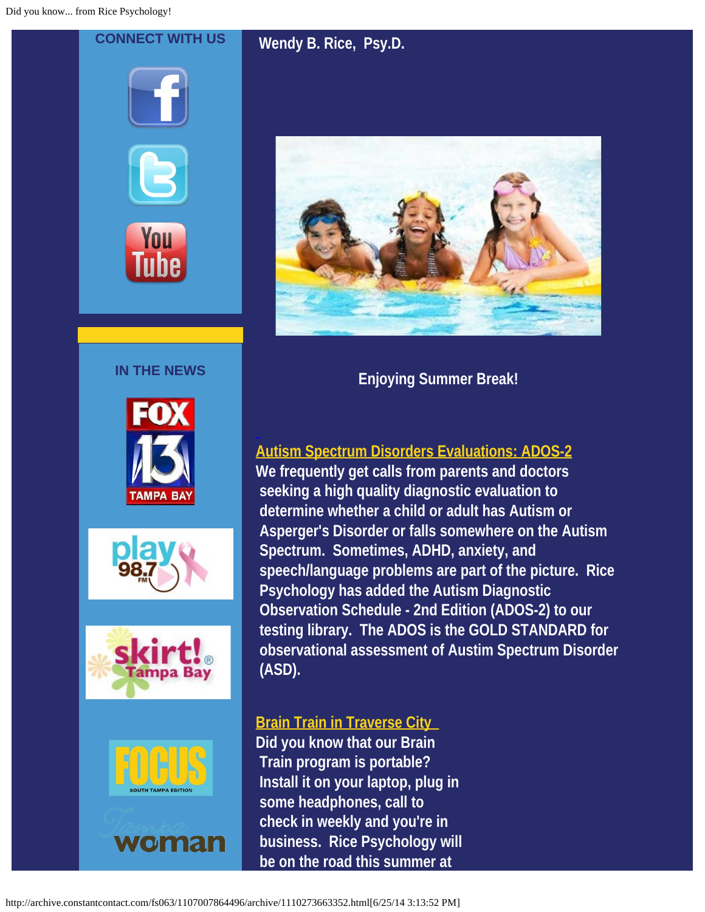CONNECT WITH US

IN THE NEWS

**Wendy B. Rice, Psy.D.**

**Enjoying Summer Break!**

**Autism Spectrum Disorders Evaluations: ADOS-2**

**We frequently get calls from parents and doctors seeking a high quality diagnostic evaluation to determine whether a child or adult has Autism or Asperger's Disorder or falls somewhere on the Autism Spectrum. Sometimes, ADHD, anxiety, and speech/language problems are part of the picture. Rice Psychology has added the Autism Diagnostic Observation Schedule - 2nd Edition (ADOS-2) to our testing library. The ADOS is the GOLD STANDARD for observational assessment of Austim Spectrum Disorder (ASD).**

**Brain Train in Traverse City**

**Did you know that our Brain Train program is portable? Install it on your laptop, plug in some headphones, call to check in weekly and you're in business. Rice Psychology will be on the road this summer at**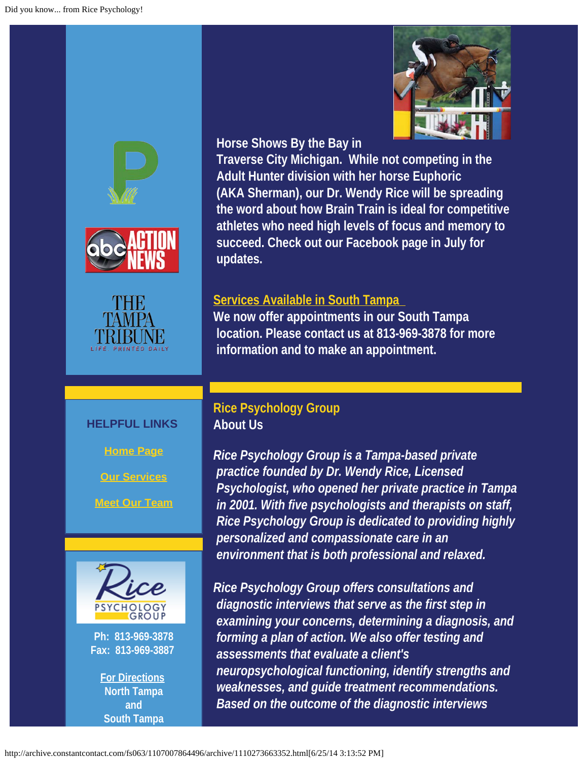Horse Shows By the Bay in Traverse City Michigan. While not competing in the Adult Hunter division with her horse Euphoric (AKA Sherman), our Dr. Wendy Rice will be spreading the word about how Brain Train is ideal for competitive athletes who need high levels of focus and memory to succeed. Check out our Facebook page in July for updates.

**Services Available in South Tampa**

We now offer appointments in our South Tampa location. Please contact us at 813-969-3878 for more information and to make an appointment.

## Rice Psychology Group

### About Us

*Rice Psychology Group is a Tampa-based private practice founded by Dr. Wendy Rice, Licensed Psychologist, who opened her private practice in Tampa in 2001. With five psychologists and therapists on staff, Rice Psychology Group is dedicated to providing highly personalized and compassionate care in an environment that is both professional and relaxed.*

*Rice Psychology Group offers consultations and diagnostic interviews that serve as the first step in examining your concerns, determining a diagnosis, and forming a plan of action. We also offer testing and assessments that evaluate a client's neuropsychological functioning, identify strengths and weaknesses, and guide treatment recommendations. Based on the outcome of the diagnostic interviews*

**HELPFUL LINKS**

Home Page

Our Services

Meet Our Team

Rice Psychology Group

Ph: 813-969-3878
Fax: 813-969-3887

For Directions
North Tampa
and
South Tampa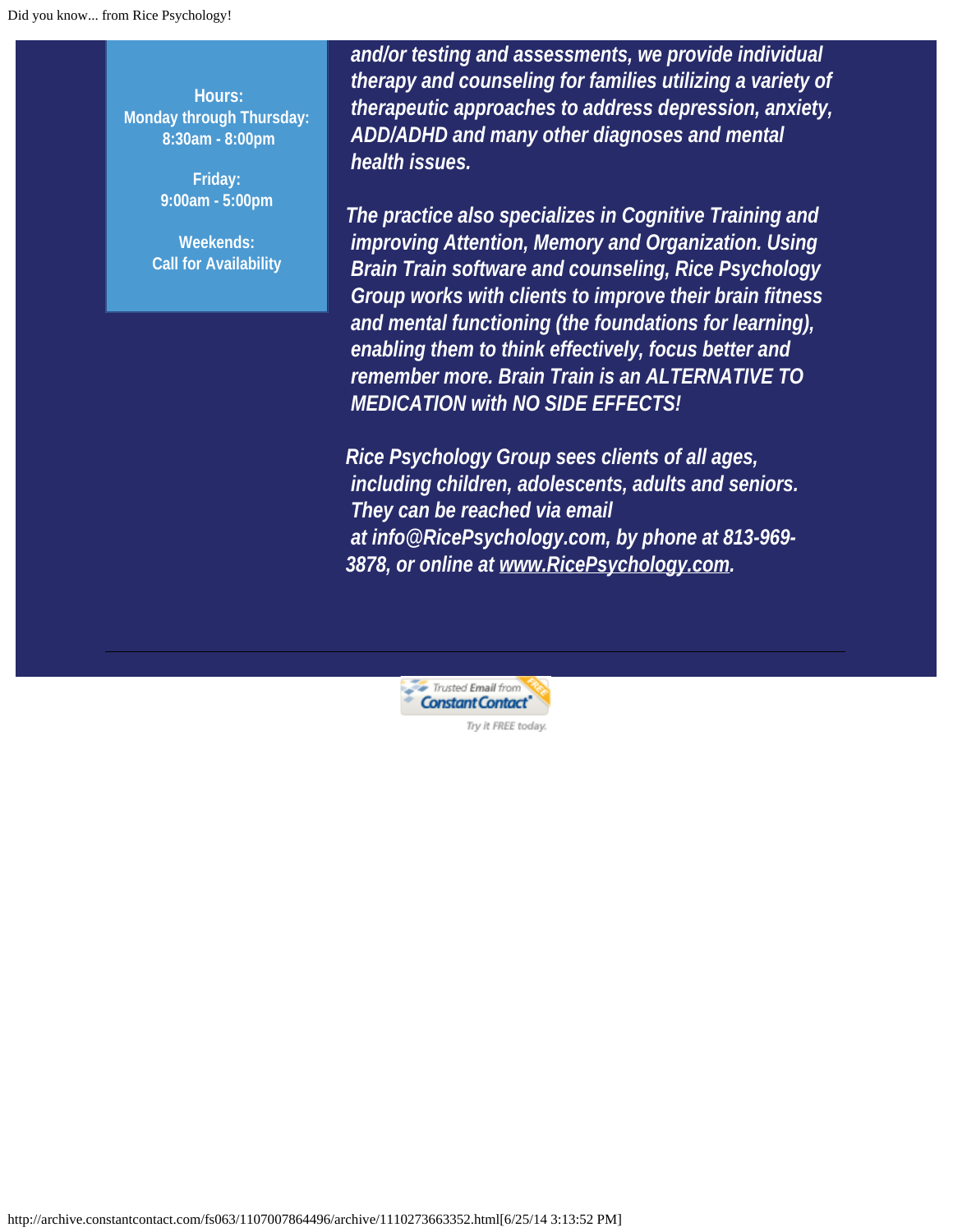**Hours:**
**Monday through Thursday:**
**8:30am - 8:00pm**

**Friday:**
**9:00am - 5:00pm**

**Weekends:**
**Call for Availability**

***and/or testing and assessments, we provide individual therapy and counseling for families utilizing a variety of therapeutic approaches to address depression, anxiety, ADD/ADHD and many other diagnoses and mental health issues.***

***The practice also specializes in Cognitive Training and improving Attention, Memory and Organization. Using Brain Train software and counseling, Rice Psychology Group works with clients to improve their brain fitness and mental functioning (the foundations for learning), enabling them to think effectively, focus better and remember more. Brain Train is an ALTERNATIVE TO MEDICATION with NO SIDE EFFECTS!***

***Rice Psychology Group sees clients of all ages, including children, adolescents, adults and seniors. They can be reached via email at info@RicePsychology.com, by phone at 813-969-3878, or online at www.RicePsychology.com.***

---

Trusted Email from Constant Contact FREE
Try it FREE today.